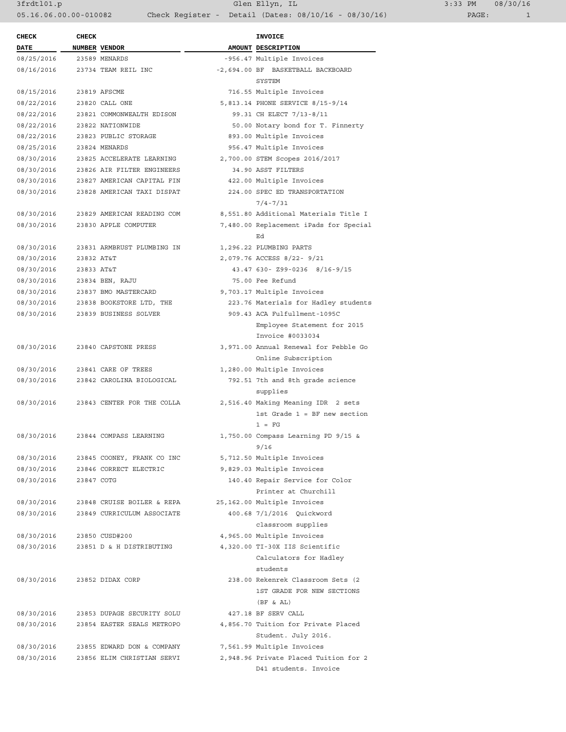# Check Register - Detail (Dates: 08/10/16 - 08/30/16)

| CHECK DATE | CHECK NUMBER | VENDOR | AMOUNT | INVOICE DESCRIPTION |
|---|---|---|---|---|
| 08/25/2016 | 23589 | MENARDS | -956.47 | Multiple Invoices |
| 08/16/2016 | 23734 | TEAM REIL INC | -2,694.00 | BF BASKETBALL BACKBOARD SYSTEM |
| 08/15/2016 | 23819 | AFSCME | 716.55 | Multiple Invoices |
| 08/22/2016 | 23820 | CALL ONE | 5,813.14 | PHONE SERVICE 8/15-9/14 |
| 08/22/2016 | 23821 | COMMONWEALTH EDISON | 99.31 | CH ELECT 7/13-8/11 |
| 08/22/2016 | 23822 | NATIONWIDE | 50.00 | Notary bond for T. Finnerty |
| 08/22/2016 | 23823 | PUBLIC STORAGE | 893.00 | Multiple Invoices |
| 08/25/2016 | 23824 | MENARDS | 956.47 | Multiple Invoices |
| 08/30/2016 | 23825 | ACCELERATE LEARNING | 2,700.00 | STEM Scopes 2016/2017 |
| 08/30/2016 | 23826 | AIR FILTER ENGINEERS | 34.90 | ASST FILTERS |
| 08/30/2016 | 23827 | AMERICAN CAPITAL FIN | 422.00 | Multiple Invoices |
| 08/30/2016 | 23828 | AMERICAN TAXI DISPAT | 224.00 | SPEC ED TRANSPORTATION 7/4-7/31 |
| 08/30/2016 | 23829 | AMERICAN READING COM | 8,551.80 | Additional Materials Title I |
| 08/30/2016 | 23830 | APPLE COMPUTER | 7,480.00 | Replacement iPads for Special Ed |
| 08/30/2016 | 23831 | ARMBRUST PLUMBING IN | 1,296.22 | PLUMBING PARTS |
| 08/30/2016 | 23832 | AT&T | 2,079.76 | ACCESS 8/22- 9/21 |
| 08/30/2016 | 23833 | AT&T | 43.47 | 630- Z99-0236 8/16-9/15 |
| 08/30/2016 | 23834 | BEN, RAJU | 75.00 | Fee Refund |
| 08/30/2016 | 23837 | BMO MASTERCARD | 9,703.17 | Multiple Invoices |
| 08/30/2016 | 23838 | BOOKSTORE LTD, THE | 223.76 | Materials for Hadley students |
| 08/30/2016 | 23839 | BUSINESS SOLVER | 909.43 | ACA Fulfullment-1095C Employee Statement for 2015 Invoice #0033034 |
| 08/30/2016 | 23840 | CAPSTONE PRESS | 3,971.00 | Annual Renewal for Pebble Go Online Subscription |
| 08/30/2016 | 23841 | CARE OF TREES | 1,280.00 | Multiple Invoices |
| 08/30/2016 | 23842 | CAROLINA BIOLOGICAL | 792.51 | 7th and 8th grade science supplies |
| 08/30/2016 | 23843 | CENTER FOR THE COLLA | 2,516.40 | Making Meaning IDR 2 sets 1st Grade 1 = BF new section 1 = FG |
| 08/30/2016 | 23844 | COMPASS LEARNING | 1,750.00 | Compass Learning PD 9/15 & 9/16 |
| 08/30/2016 | 23845 | COONEY, FRANK CO INC | 5,712.50 | Multiple Invoices |
| 08/30/2016 | 23846 | CORRECT ELECTRIC | 9,829.03 | Multiple Invoices |
| 08/30/2016 | 23847 | COTG | 140.40 | Repair Service for Color Printer at Churchill |
| 08/30/2016 | 23848 | CRUISE BOILER & REPA | 25,162.00 | Multiple Invoices |
| 08/30/2016 | 23849 | CURRICULUM ASSOCIATE | 400.68 | 7/1/2016 Quickword classroom supplies |
| 08/30/2016 | 23850 | CUSD#200 | 4,965.00 | Multiple Invoices |
| 08/30/2016 | 23851 | D & H DISTRIBUTING | 4,320.00 | TI-30X IIS Scientific Calculators for Hadley students |
| 08/30/2016 | 23852 | DIDAX CORP | 238.00 | Rekenrek Classroom Sets (2 1ST GRADE FOR NEW SECTIONS (BF & AL) |
| 08/30/2016 | 23853 | DUPAGE SECURITY SOLU | 427.18 | BF SERV CALL |
| 08/30/2016 | 23854 | EASTER SEALS METROPO | 4,856.70 | Tuition for Private Placed Student. July 2016. |
| 08/30/2016 | 23855 | EDWARD DON & COMPANY | 7,561.99 | Multiple Invoices |
| 08/30/2016 | 23856 | ELIM CHRISTIAN SERVI | 2,948.96 | Private Placed Tuition for 2 D41 students. Invoice |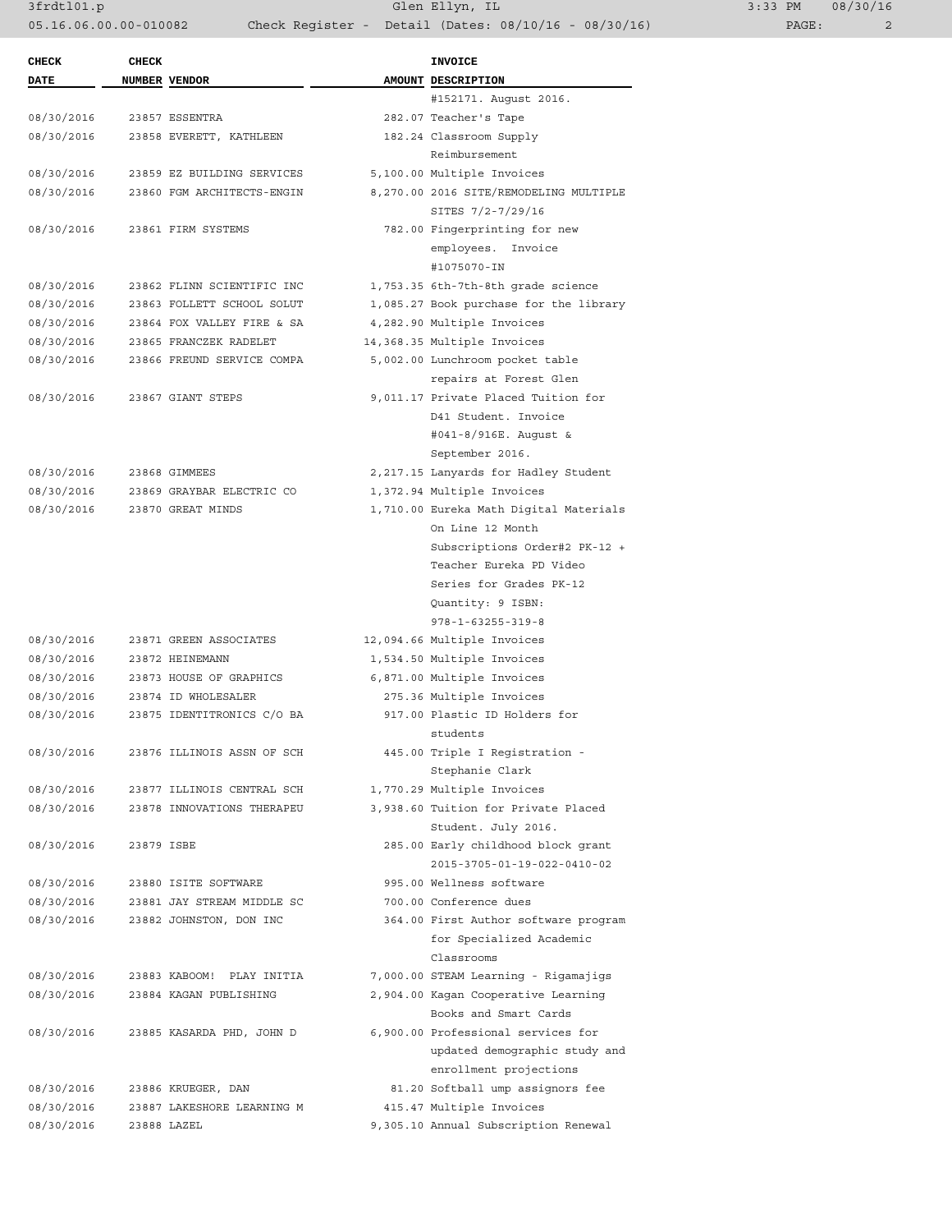| CHECK DATE | CHECK NUMBER | VENDOR | AMOUNT | INVOICE DESCRIPTION |
|---|---|---|---|---|
| | | | | #152171. August 2016. |
| 08/30/2016 | 23857 | ESSENTRA | 282.07 | Teacher's Tape |
| 08/30/2016 | 23858 | EVERETT, KATHLEEN | 182.24 | Classroom Supply Reimbursement |
| 08/30/2016 | 23859 | EZ BUILDING SERVICES | 5,100.00 | Multiple Invoices |
| 08/30/2016 | 23860 | FGM ARCHITECTS-ENGIN | 8,270.00 | 2016 SITE/REMODELING MULTIPLE SITES 7/2-7/29/16 |
| 08/30/2016 | 23861 | FIRM SYSTEMS | 782.00 | Fingerprinting for new employees. Invoice #1075070-IN |
| 08/30/2016 | 23862 | FLINN SCIENTIFIC INC | 1,753.35 | 6th-7th-8th grade science |
| 08/30/2016 | 23863 | FOLLETT SCHOOL SOLUT | 1,085.27 | Book purchase for the library |
| 08/30/2016 | 23864 | FOX VALLEY FIRE & SA | 4,282.90 | Multiple Invoices |
| 08/30/2016 | 23865 | FRANCZEK RADELET | 14,368.35 | Multiple Invoices |
| 08/30/2016 | 23866 | FREUND SERVICE COMPA | 5,002.00 | Lunchroom pocket table repairs at Forest Glen |
| 08/30/2016 | 23867 | GIANT STEPS | 9,011.17 | Private Placed Tuition for D41 Student. Invoice #041-8/916E. August & September 2016. |
| 08/30/2016 | 23868 | GIMMEES | 2,217.15 | Lanyards for Hadley Student |
| 08/30/2016 | 23869 | GRAYBAR ELECTRIC CO | 1,372.94 | Multiple Invoices |
| 08/30/2016 | 23870 | GREAT MINDS | 1,710.00 | Eureka Math Digital Materials On Line 12 Month Subscriptions Order#2 PK-12 + Teacher Eureka PD Video Series for Grades PK-12 Quantity: 9 ISBN: 978-1-63255-319-8 |
| 08/30/2016 | 23871 | GREEN ASSOCIATES | 12,094.66 | Multiple Invoices |
| 08/30/2016 | 23872 | HEINEMANN | 1,534.50 | Multiple Invoices |
| 08/30/2016 | 23873 | HOUSE OF GRAPHICS | 6,871.00 | Multiple Invoices |
| 08/30/2016 | 23874 | ID WHOLESALER | 275.36 | Multiple Invoices |
| 08/30/2016 | 23875 | IDENTITRONICS C/O BA | 917.00 | Plastic ID Holders for students |
| 08/30/2016 | 23876 | ILLINOIS ASSN OF SCH | 445.00 | Triple I Registration - Stephanie Clark |
| 08/30/2016 | 23877 | ILLINOIS CENTRAL SCH | 1,770.29 | Multiple Invoices |
| 08/30/2016 | 23878 | INNOVATIONS THERAPEU | 3,938.60 | Tuition for Private Placed Student. July 2016. |
| 08/30/2016 | 23879 | ISBE | 285.00 | Early childhood block grant 2015-3705-01-19-022-0410-02 |
| 08/30/2016 | 23880 | ISITE SOFTWARE | 995.00 | Wellness software |
| 08/30/2016 | 23881 | JAY STREAM MIDDLE SC | 700.00 | Conference dues |
| 08/30/2016 | 23882 | JOHNSTON, DON INC | 364.00 | First Author software program for Specialized Academic Classrooms |
| 08/30/2016 | 23883 | KABOOM! PLAY INITIA | 7,000.00 | STEAM Learning - Rigamajigs |
| 08/30/2016 | 23884 | KAGAN PUBLISHING | 2,904.00 | Kagan Cooperative Learning Books and Smart Cards |
| 08/30/2016 | 23885 | KASARDA PHD, JOHN D | 6,900.00 | Professional services for updated demographic study and enrollment projections |
| 08/30/2016 | 23886 | KRUEGER, DAN | 81.20 | Softball ump assignors fee |
| 08/30/2016 | 23887 | LAKESHORE LEARNING M | 415.47 | Multiple Invoices |
| 08/30/2016 | 23888 | LAZEL | 9,305.10 | Annual Subscription Renewal |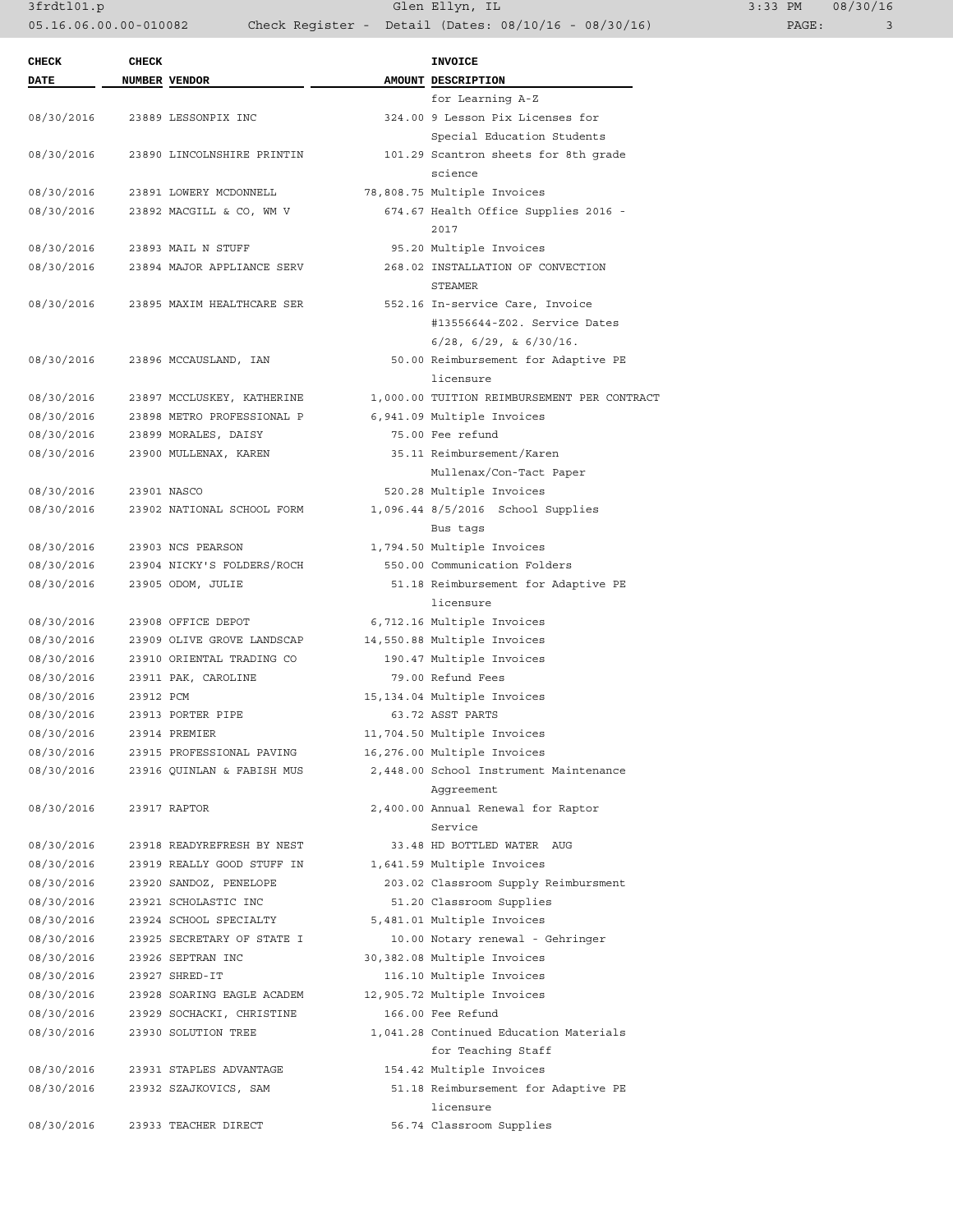| CHECK DATE | CHECK NUMBER | VENDOR | AMOUNT | INVOICE DESCRIPTION |
|---|---|---|---|---|
| | | | | for Learning A-Z |
| 08/30/2016 | 23889 | LESSONPIX INC | 324.00 | 9 Lesson Pix Licenses for Special Education Students |
| 08/30/2016 | 23890 | LINCOLNSHIRE PRINTIN | 101.29 | Scantron sheets for 8th grade science |
| 08/30/2016 | 23891 | LOWERY MCDONNELL | 78,808.75 | Multiple Invoices |
| 08/30/2016 | 23892 | MACGILL & CO, WM V | 674.67 | Health Office Supplies 2016 - 2017 |
| 08/30/2016 | 23893 | MAIL N STUFF | 95.20 | Multiple Invoices |
| 08/30/2016 | 23894 | MAJOR APPLIANCE SERV | 268.02 | INSTALLATION OF CONVECTION STEAMER |
| 08/30/2016 | 23895 | MAXIM HEALTHCARE SER | 552.16 | In-service Care, Invoice #13556644-Z02. Service Dates 6/28, 6/29, & 6/30/16. |
| 08/30/2016 | 23896 | MCCAUSLAND, IAN | 50.00 | Reimbursement for Adaptive PE licensure |
| 08/30/2016 | 23897 | MCCLUSKEY, KATHERINE | 1,000.00 | TUITION REIMBURSEMENT PER CONTRACT |
| 08/30/2016 | 23898 | METRO PROFESSIONAL P | 6,941.09 | Multiple Invoices |
| 08/30/2016 | 23899 | MORALES, DAISY | 75.00 | Fee refund |
| 08/30/2016 | 23900 | MULLENAX, KAREN | 35.11 | Reimbursement/Karen Mullenax/Con-Tact Paper |
| 08/30/2016 | 23901 | NASCO | 520.28 | Multiple Invoices |
| 08/30/2016 | 23902 | NATIONAL SCHOOL FORM | 1,096.44 | 8/5/2016 School Supplies Bus tags |
| 08/30/2016 | 23903 | NCS PEARSON | 1,794.50 | Multiple Invoices |
| 08/30/2016 | 23904 | NICKY'S FOLDERS/ROCH | 550.00 | Communication Folders |
| 08/30/2016 | 23905 | ODOM, JULIE | 51.18 | Reimbursement for Adaptive PE licensure |
| 08/30/2016 | 23908 | OFFICE DEPOT | 6,712.16 | Multiple Invoices |
| 08/30/2016 | 23909 | OLIVE GROVE LANDSCAP | 14,550.88 | Multiple Invoices |
| 08/30/2016 | 23910 | ORIENTAL TRADING CO | 190.47 | Multiple Invoices |
| 08/30/2016 | 23911 | PAK, CAROLINE | 79.00 | Refund Fees |
| 08/30/2016 | 23912 | PCM | 15,134.04 | Multiple Invoices |
| 08/30/2016 | 23913 | PORTER PIPE | 63.72 | ASST PARTS |
| 08/30/2016 | 23914 | PREMIER | 11,704.50 | Multiple Invoices |
| 08/30/2016 | 23915 | PROFESSIONAL PAVING | 16,276.00 | Multiple Invoices |
| 08/30/2016 | 23916 | QUINLAN & FABISH MUS | 2,448.00 | School Instrument Maintenance Aggreement |
| 08/30/2016 | 23917 | RAPTOR | 2,400.00 | Annual Renewal for Raptor Service |
| 08/30/2016 | 23918 | READYREFRESH BY NEST | 33.48 | HD BOTTLED WATER AUG |
| 08/30/2016 | 23919 | REALLY GOOD STUFF IN | 1,641.59 | Multiple Invoices |
| 08/30/2016 | 23920 | SANDOZ, PENELOPE | 203.02 | Classroom Supply Reimbursment |
| 08/30/2016 | 23921 | SCHOLASTIC INC | 51.20 | Classroom Supplies |
| 08/30/2016 | 23924 | SCHOOL SPECIALTY | 5,481.01 | Multiple Invoices |
| 08/30/2016 | 23925 | SECRETARY OF STATE I | 10.00 | Notary renewal - Gehringer |
| 08/30/2016 | 23926 | SEPTRAN INC | 30,382.08 | Multiple Invoices |
| 08/30/2016 | 23927 | SHRED-IT | 116.10 | Multiple Invoices |
| 08/30/2016 | 23928 | SOARING EAGLE ACADEM | 12,905.72 | Multiple Invoices |
| 08/30/2016 | 23929 | SOCHACKI, CHRISTINE | 166.00 | Fee Refund |
| 08/30/2016 | 23930 | SOLUTION TREE | 1,041.28 | Continued Education Materials for Teaching Staff |
| 08/30/2016 | 23931 | STAPLES ADVANTAGE | 154.42 | Multiple Invoices |
| 08/30/2016 | 23932 | SZAJKOVICS, SAM | 51.18 | Reimbursement for Adaptive PE licensure |
| 08/30/2016 | 23933 | TEACHER DIRECT | 56.74 | Classroom Supplies |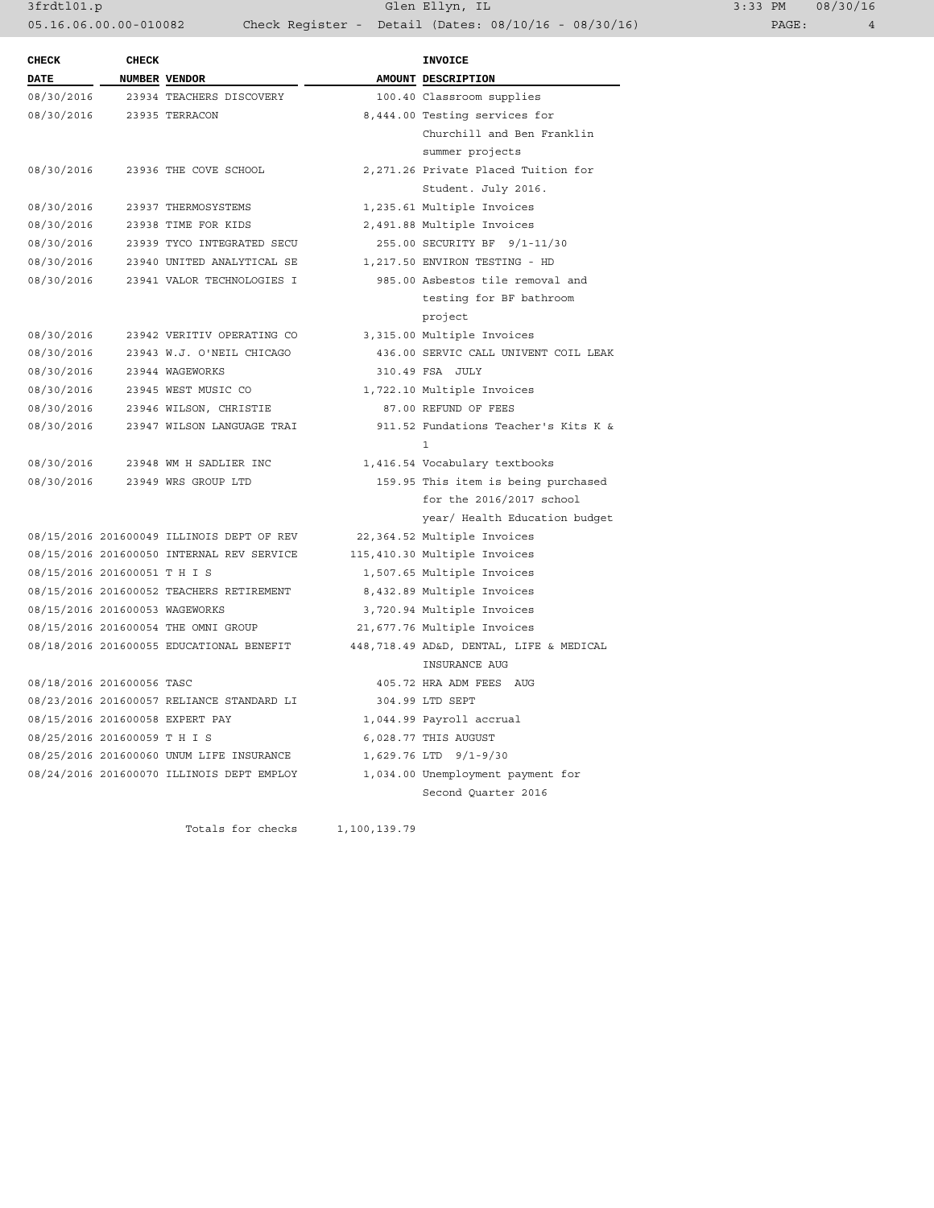| CHECK DATE | CHECK NUMBER | VENDOR | AMOUNT | INVOICE DESCRIPTION |
|---|---|---|---|---|
| 08/30/2016 | 23934 | TEACHERS DISCOVERY | 100.40 | Classroom supplies |
| 08/30/2016 | 23935 | TERRACON | 8,444.00 | Testing services for Churchill and Ben Franklin summer projects |
| 08/30/2016 | 23936 | THE COVE SCHOOL | 2,271.26 | Private Placed Tuition for Student. July 2016. |
| 08/30/2016 | 23937 | THERMOSYSTEMS | 1,235.61 | Multiple Invoices |
| 08/30/2016 | 23938 | TIME FOR KIDS | 2,491.88 | Multiple Invoices |
| 08/30/2016 | 23939 | TYCO INTEGRATED SECU | 255.00 | SECURITY BF 9/1-11/30 |
| 08/30/2016 | 23940 | UNITED ANALYTICAL SE | 1,217.50 | ENVIRON TESTING - HD |
| 08/30/2016 | 23941 | VALOR TECHNOLOGIES I | 985.00 | Asbestos tile removal and testing for BF bathroom project |
| 08/30/2016 | 23942 | VERITIV OPERATING CO | 3,315.00 | Multiple Invoices |
| 08/30/2016 | 23943 | W.J. O'NEIL CHICAGO | 436.00 | SERVIC CALL UNIVENT COIL LEAK |
| 08/30/2016 | 23944 | WAGEWORKS | 310.49 | FSA JULY |
| 08/30/2016 | 23945 | WEST MUSIC CO | 1,722.10 | Multiple Invoices |
| 08/30/2016 | 23946 | WILSON, CHRISTIE | 87.00 | REFUND OF FEES |
| 08/30/2016 | 23947 | WILSON LANGUAGE TRAI | 911.52 | Fundations Teacher's Kits K & 1 |
| 08/30/2016 | 23948 | WM H SADLIER INC | 1,416.54 | Vocabulary textbooks |
| 08/30/2016 | 23949 | WRS GROUP LTD | 159.95 | This item is being purchased for the 2016/2017 school year/ Health Education budget |
| 08/15/2016 | 201600049 | ILLINOIS DEPT OF REV | 22,364.52 | Multiple Invoices |
| 08/15/2016 | 201600050 | INTERNAL REV SERVICE | 115,410.30 | Multiple Invoices |
| 08/15/2016 | 201600051 | T H I S | 1,507.65 | Multiple Invoices |
| 08/15/2016 | 201600052 | TEACHERS RETIREMENT | 8,432.89 | Multiple Invoices |
| 08/15/2016 | 201600053 | WAGEWORKS | 3,720.94 | Multiple Invoices |
| 08/15/2016 | 201600054 | THE OMNI GROUP | 21,677.76 | Multiple Invoices |
| 08/18/2016 | 201600055 | EDUCATIONAL BENEFIT | 448,718.49 | AD&D, DENTAL, LIFE & MEDICAL INSURANCE AUG |
| 08/18/2016 | 201600056 | TASC | 405.72 | HRA ADM FEES AUG |
| 08/23/2016 | 201600057 | RELIANCE STANDARD LI | 304.99 | LTD SEPT |
| 08/15/2016 | 201600058 | EXPERT PAY | 1,044.99 | Payroll accrual |
| 08/25/2016 | 201600059 | T H I S | 6,028.77 | THIS AUGUST |
| 08/25/2016 | 201600060 | UNUM LIFE INSURANCE | 1,629.76 | LTD 9/1-9/30 |
| 08/24/2016 | 201600070 | ILLINOIS DEPT EMPLOY | 1,034.00 | Unemployment payment for Second Quarter 2016 |

Totals for checks 1,100,139.79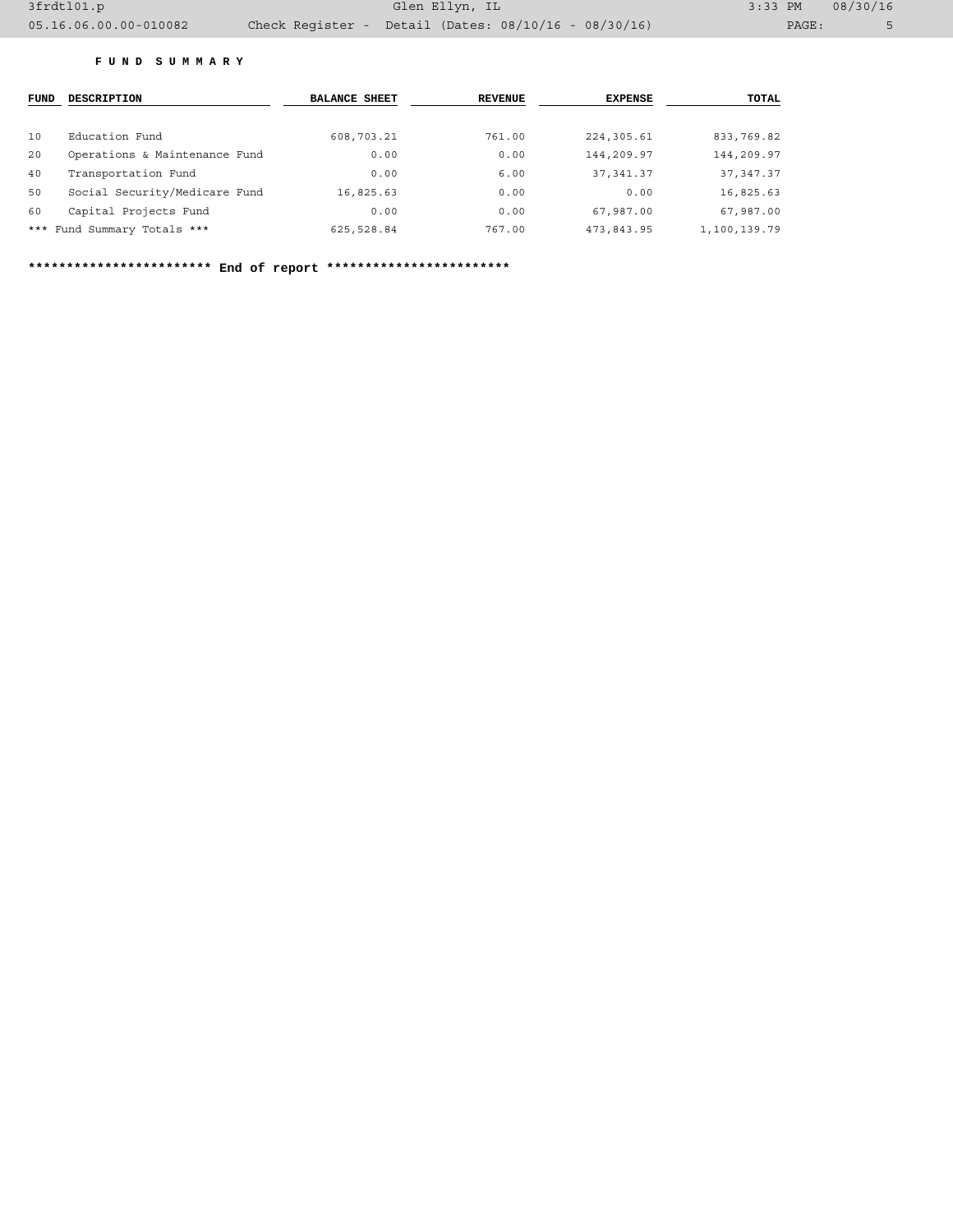**F U N D   S U M M A R Y**

| FUND | DESCRIPTION | BALANCE SHEET | REVENUE | EXPENSE | TOTAL |
|---|---|---|---|---|---|
| 10 | Education Fund | 608,703.21 | 761.00 | 224,305.61 | 833,769.82 |
| 20 | Operations & Maintenance Fund | 0.00 | 0.00 | 144,209.97 | 144,209.97 |
| 40 | Transportation Fund | 0.00 | 6.00 | 37,341.37 | 37,347.37 |
| 50 | Social Security/Medicare Fund | 16,825.63 | 0.00 | 0.00 | 16,825.63 |
| 60 | Capital Projects Fund | 0.00 | 0.00 | 67,987.00 | 67,987.00 |
| *** Fund Summary Totals *** | | 625,528.84 | 767.00 | 473,843.95 | 1,100,139.79 |

************************ **End of report** ************************